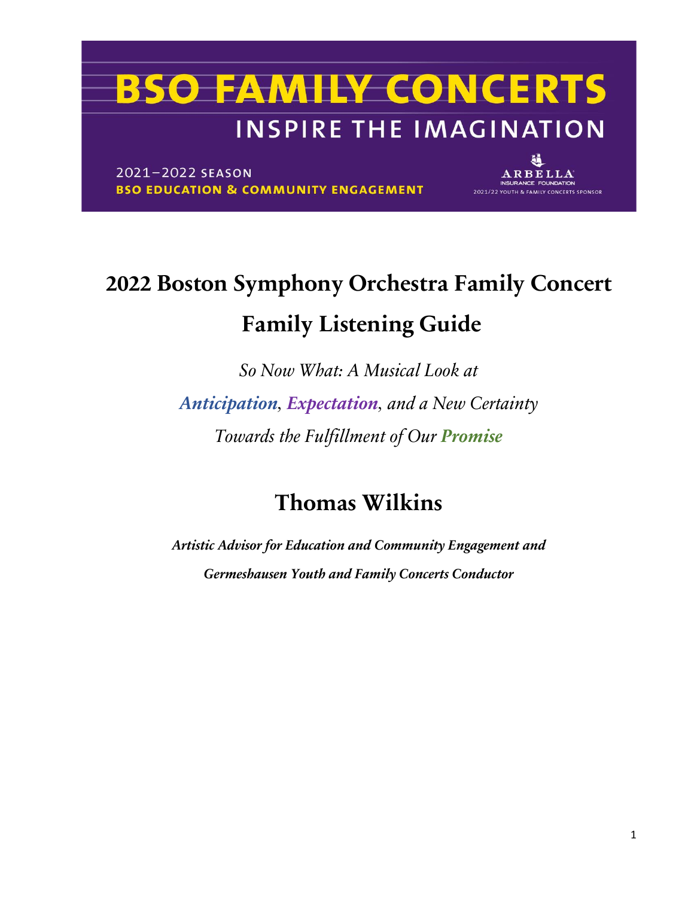# BSO FAMILY CONCERTS

## INSPIRE THE IMAGINATION

2021–2022 SEASON
**BSO EDUCATION & COMMUNITY ENGAGEMENT**

ARBELLA INSURANCE FOUNDATION
2021/22 YOUTH & FAMILY CONCERTS SPONSOR

# 2022 Boston Symphony Orchestra Family Concert

# Family Listening Guide

*So Now What: A Musical Look at*

***Anticipation**, **Expectation**, and a New Certainty*

*Towards the Fulfillment of Our **Promise***

## Thomas Wilkins

***Artistic Advisor for Education and Community Engagement and***

***Germeshausen Youth and Family Concerts Conductor***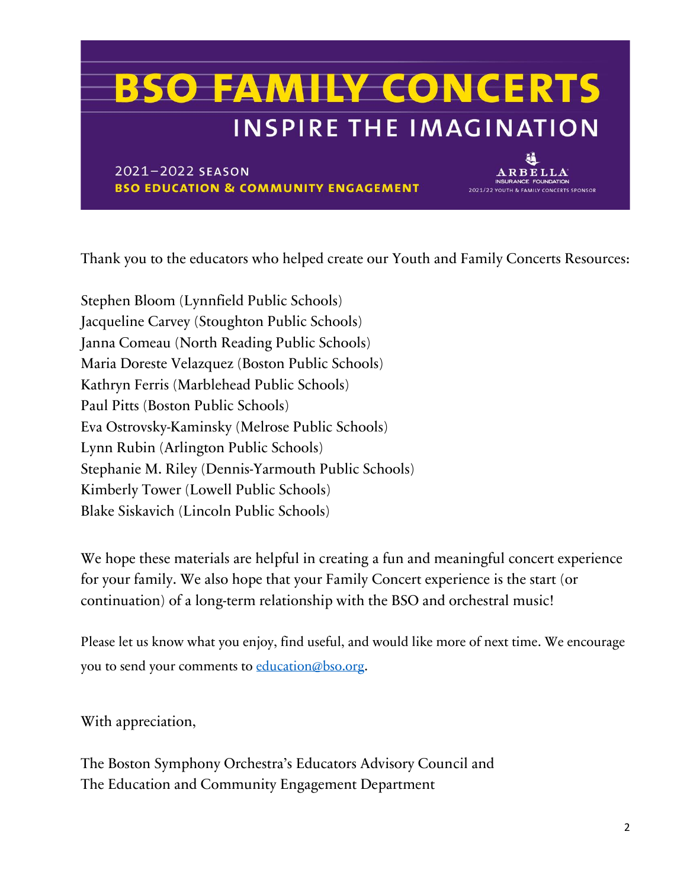# BSO FAMILY CONCERTS

## INSPIRE THE IMAGINATION

2021–2022 SEASON
**BSO EDUCATION & COMMUNITY ENGAGEMENT**

ARBELLA INSURANCE FOUNDATION
2021/22 YOUTH & FAMILY CONCERTS SPONSOR

Thank you to the educators who helped create our Youth and Family Concerts Resources:

Stephen Bloom (Lynnfield Public Schools)
Jacqueline Carvey (Stoughton Public Schools)
Janna Comeau (North Reading Public Schools)
Maria Doreste Velazquez (Boston Public Schools)
Kathryn Ferris (Marblehead Public Schools)
Paul Pitts (Boston Public Schools)
Eva Ostrovsky-Kaminsky (Melrose Public Schools)
Lynn Rubin (Arlington Public Schools)
Stephanie M. Riley (Dennis-Yarmouth Public Schools)
Kimberly Tower (Lowell Public Schools)
Blake Siskavich (Lincoln Public Schools)

We hope these materials are helpful in creating a fun and meaningful concert experience for your family. We also hope that your Family Concert experience is the start (or continuation) of a long-term relationship with the BSO and orchestral music!

Please let us know what you enjoy, find useful, and would like more of next time. We encourage you to send your comments to education@bso.org.

With appreciation,

The Boston Symphony Orchestra's Educators Advisory Council and
The Education and Community Engagement Department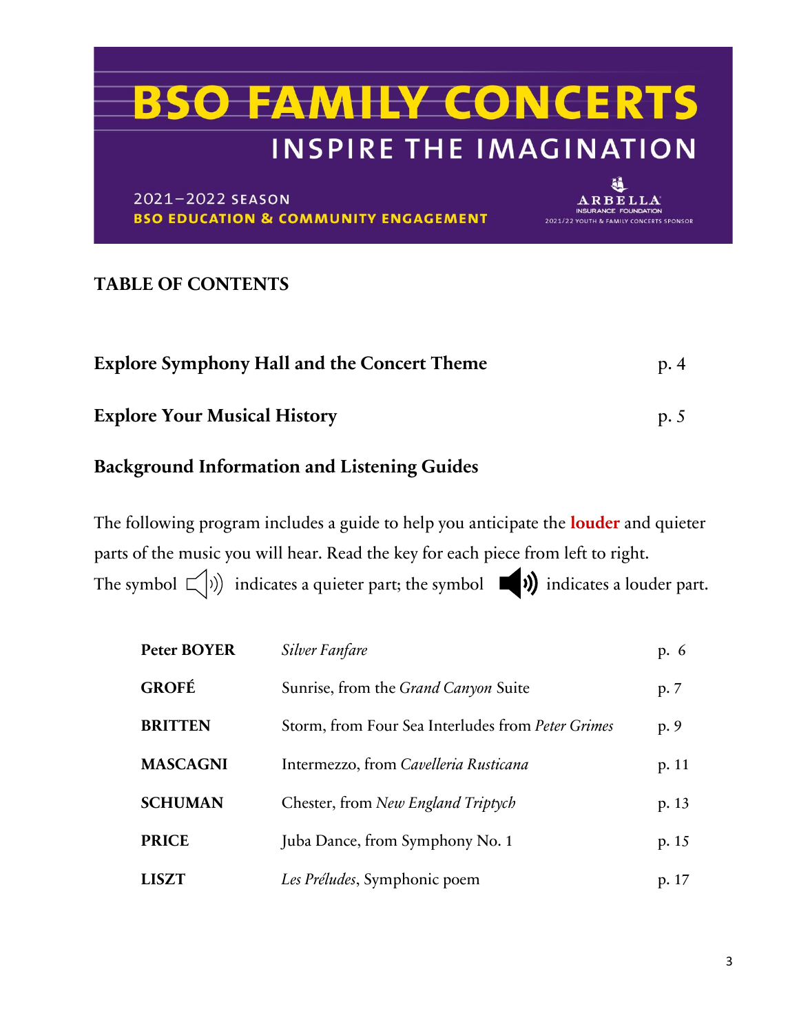# BSO FAMILY CONCERTS

## INSPIRE THE IMAGINATION

2021–2022 SEASON
BSO EDUCATION & COMMUNITY ENGAGEMENT

ARBELLA INSURANCE FOUNDATION
2021/22 YOUTH & FAMILY CONCERTS SPONSOR

## TABLE OF CONTENTS

| | |
|---|---|
| **Explore Symphony Hall and the Concert Theme** | p. 4 |
| **Explore Your Musical History** | p. 5 |

**Background Information and Listening Guides**

The following program includes a guide to help you anticipate the **louder** and quieter parts of the music you will hear. Read the key for each piece from left to right. The symbol (quiet speaker) indicates a quieter part; the symbol (loud speaker) indicates a louder part.

| | | |
|---|---|---|
| **Peter BOYER** | *Silver Fanfare* | p. 6 |
| **GROFÉ** | Sunrise, from the *Grand Canyon* Suite | p. 7 |
| **BRITTEN** | Storm, from Four Sea Interludes from *Peter Grimes* | p. 9 |
| **MASCAGNI** | Intermezzo, from *Cavelleria Rusticana* | p. 11 |
| **SCHUMAN** | Chester, from *New England Triptych* | p. 13 |
| **PRICE** | Juba Dance, from Symphony No. 1 | p. 15 |
| **LISZT** | *Les Préludes*, Symphonic poem | p. 17 |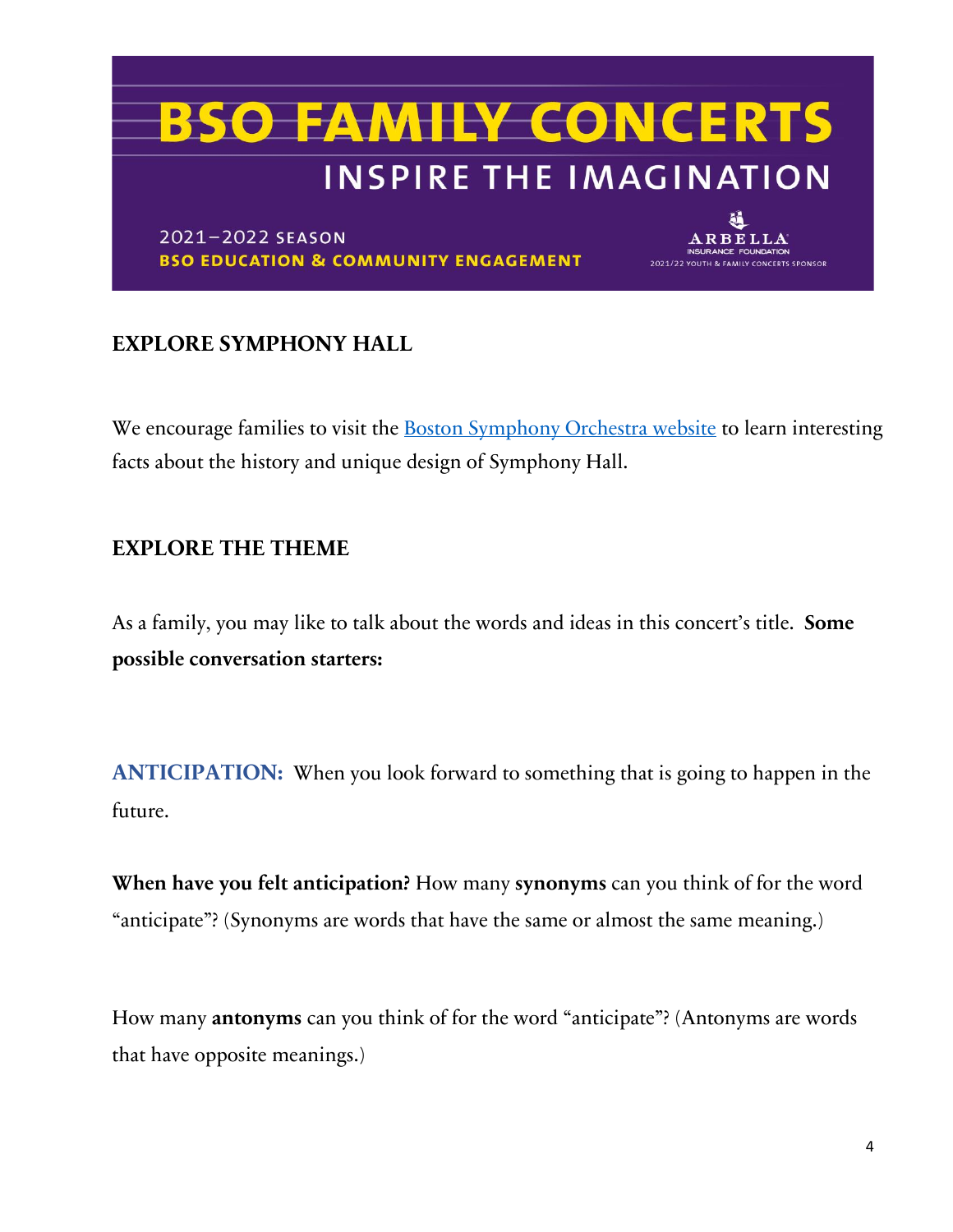# BSO FAMILY CONCERTS

## INSPIRE THE IMAGINATION

2021–2022 SEASON
**BSO EDUCATION & COMMUNITY ENGAGEMENT**

ARBELLA INSURANCE FOUNDATION
2021/22 YOUTH & FAMILY CONCERTS SPONSOR

## EXPLORE SYMPHONY HALL

We encourage families to visit the [Boston Symphony Orchestra website]() to learn interesting facts about the history and unique design of Symphony Hall.

## EXPLORE THE THEME

As a family, you may like to talk about the words and ideas in this concert's title. **Some possible conversation starters:**

**ANTICIPATION:** When you look forward to something that is going to happen in the future.

**When have you felt anticipation?** How many **synonyms** can you think of for the word "anticipate"? (Synonyms are words that have the same or almost the same meaning.)

How many **antonyms** can you think of for the word "anticipate"? (Antonyms are words that have opposite meanings.)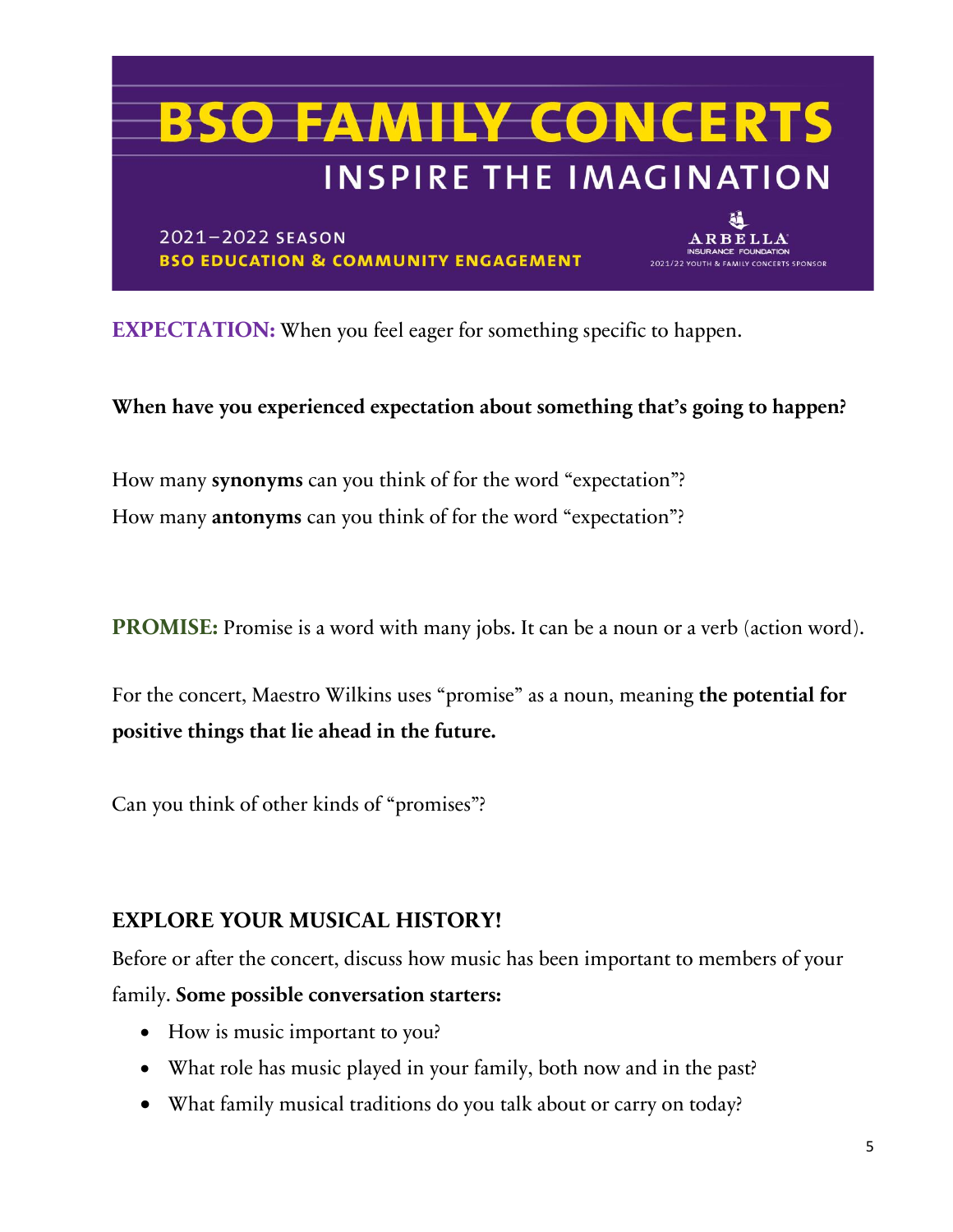# BSO FAMILY CONCERTS

## INSPIRE THE IMAGINATION

2021–2022 SEASON
**BSO EDUCATION & COMMUNITY ENGAGEMENT**

ARBELLA INSURANCE FOUNDATION
2021/22 YOUTH & FAMILY CONCERTS SPONSOR

**EXPECTATION:** When you feel eager for something specific to happen.

**When have you experienced expectation about something that's going to happen?**

How many **synonyms** can you think of for the word "expectation"?
How many **antonyms** can you think of for the word "expectation"?

**PROMISE:** Promise is a word with many jobs. It can be a noun or a verb (action word).

For the concert, Maestro Wilkins uses "promise" as a noun, meaning **the potential for positive things that lie ahead in the future.**

Can you think of other kinds of "promises"?

## EXPLORE YOUR MUSICAL HISTORY!

Before or after the concert, discuss how music has been important to members of your family. **Some possible conversation starters:**

- How is music important to you?
- What role has music played in your family, both now and in the past?
- What family musical traditions do you talk about or carry on today?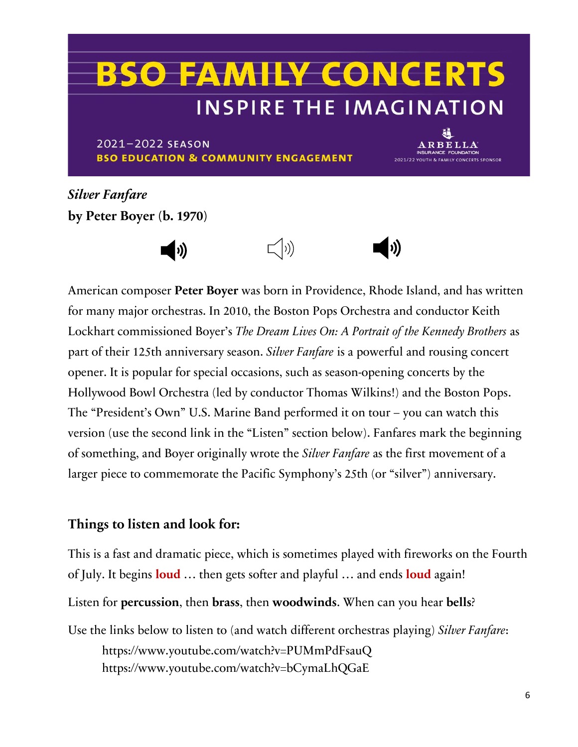# BSO FAMILY CONCERTS

## INSPIRE THE IMAGINATION

2021–2022 SEASON
**BSO EDUCATION & COMMUNITY ENGAGEMENT**

ARBELLA INSURANCE FOUNDATION
2021/22 YOUTH & FAMILY CONCERTS SPONSOR

***Silver Fanfare***
**by Peter Boyer (b. 1970)**

American composer **Peter Boyer** was born in Providence, Rhode Island, and has written for many major orchestras. In 2010, the Boston Pops Orchestra and conductor Keith Lockhart commissioned Boyer's *The Dream Lives On: A Portrait of the Kennedy Brothers* as part of their 125th anniversary season. *Silver Fanfare* is a powerful and rousing concert opener. It is popular for special occasions, such as season-opening concerts by the Hollywood Bowl Orchestra (led by conductor Thomas Wilkins!) and the Boston Pops. The "President's Own" U.S. Marine Band performed it on tour – you can watch this version (use the second link in the "Listen" section below). Fanfares mark the beginning of something, and Boyer originally wrote the *Silver Fanfare* as the first movement of a larger piece to commemorate the Pacific Symphony's 25th (or "silver") anniversary.

### Things to listen and look for:

This is a fast and dramatic piece, which is sometimes played with fireworks on the Fourth of July. It begins **loud** … then gets softer and playful … and ends **loud** again!

Listen for **percussion**, then **brass**, then **woodwinds**. When can you hear **bells**?

Use the links below to listen to (and watch different orchestras playing) *Silver Fanfare*:

https://www.youtube.com/watch?v=PUMmPdFsauQ
https://www.youtube.com/watch?v=bCymaLhQGaE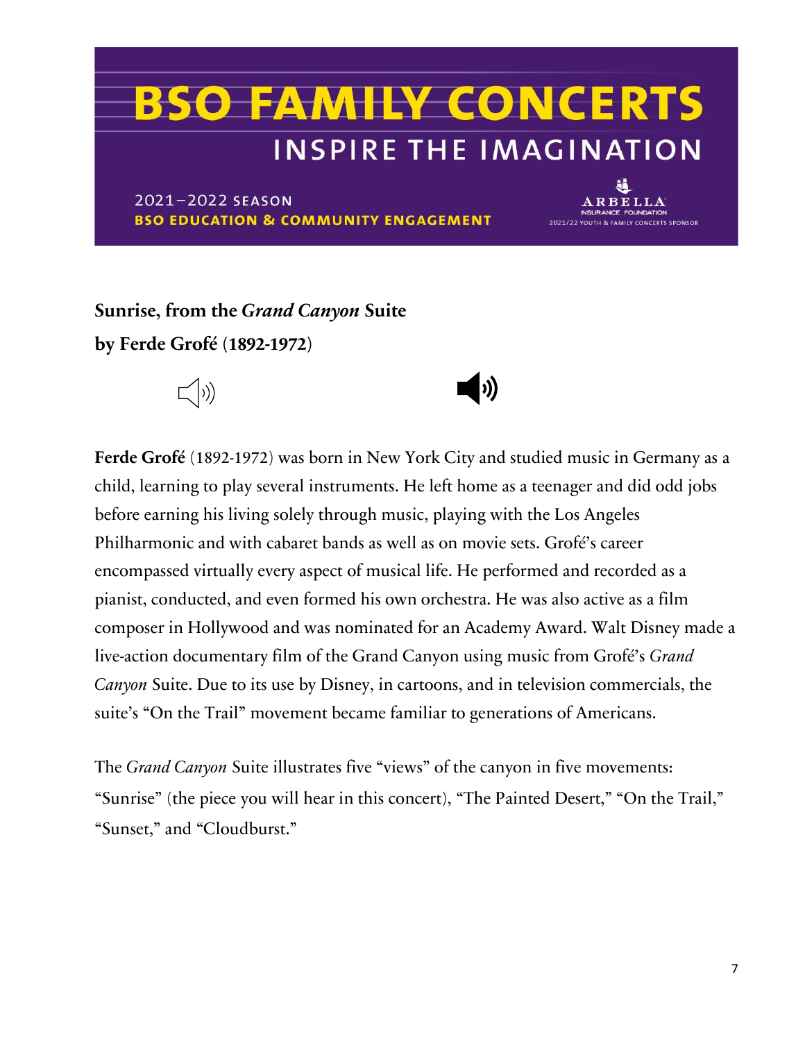# BSO FAMILY CONCERTS

## INSPIRE THE IMAGINATION

2021–2022 SEASON
**BSO EDUCATION & COMMUNITY ENGAGEMENT**

ARBELLA INSURANCE FOUNDATION
2021/22 YOUTH & FAMILY CONCERTS SPONSOR

### Sunrise, from the *Grand Canyon* Suite
### by Ferde Grofé (1892-1972)

**Ferde Grofé** (1892-1972) was born in New York City and studied music in Germany as a child, learning to play several instruments. He left home as a teenager and did odd jobs before earning his living solely through music, playing with the Los Angeles Philharmonic and with cabaret bands as well as on movie sets. Grofé's career encompassed virtually every aspect of musical life. He performed and recorded as a pianist, conducted, and even formed his own orchestra. He was also active as a film composer in Hollywood and was nominated for an Academy Award. Walt Disney made a live-action documentary film of the Grand Canyon using music from Grofé's *Grand Canyon* Suite. Due to its use by Disney, in cartoons, and in television commercials, the suite's "On the Trail" movement became familiar to generations of Americans.

The *Grand Canyon* Suite illustrates five "views" of the canyon in five movements: "Sunrise" (the piece you will hear in this concert), "The Painted Desert," "On the Trail," "Sunset," and "Cloudburst."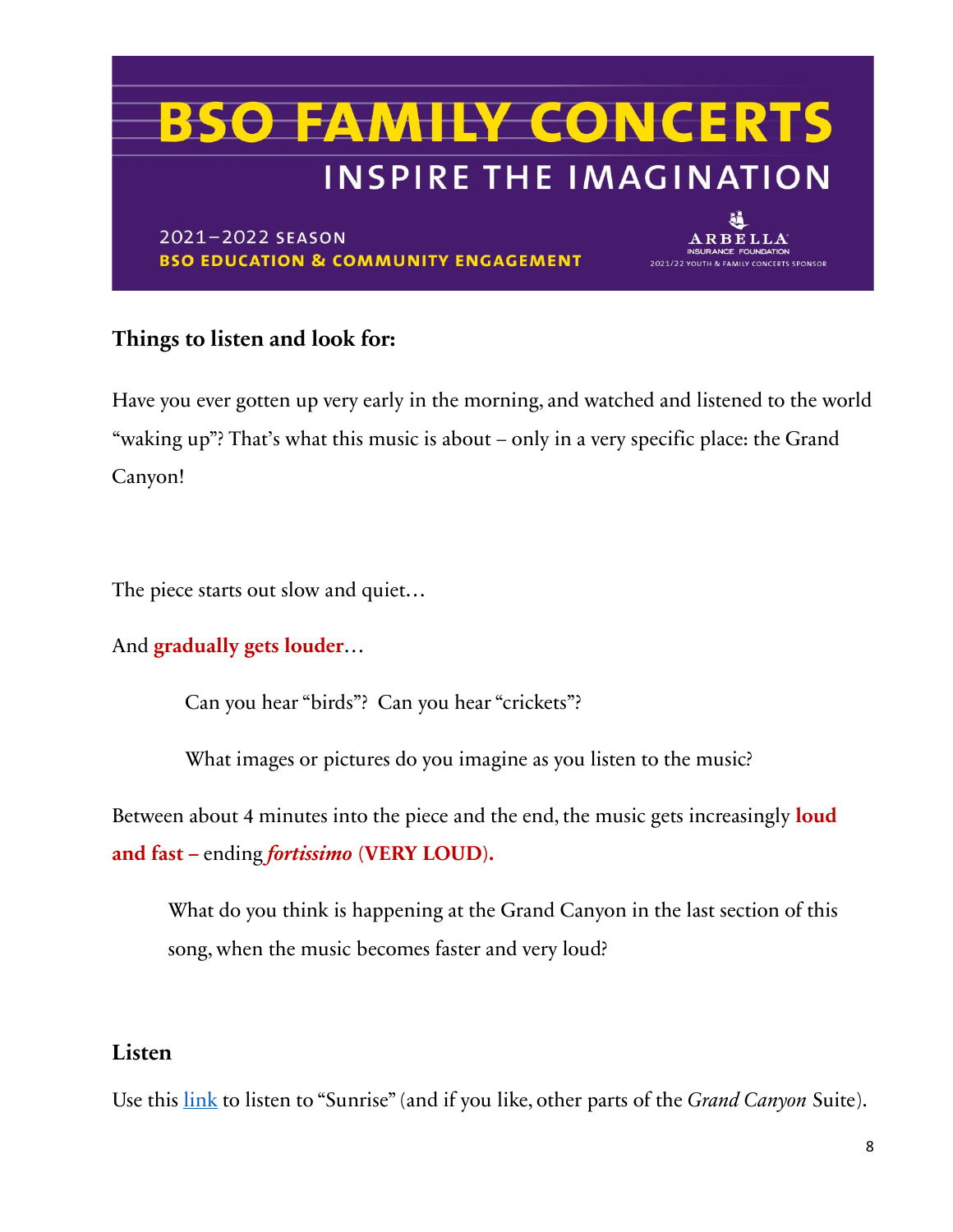# BSO FAMILY CONCERTS

## INSPIRE THE IMAGINATION

2021–2022 SEASON
**BSO EDUCATION & COMMUNITY ENGAGEMENT**

ARBELLA INSURANCE FOUNDATION
2021/22 YOUTH & FAMILY CONCERTS SPONSOR

### Things to listen and look for:

Have you ever gotten up very early in the morning, and watched and listened to the world "waking up"? That's what this music is about – only in a very specific place: the Grand Canyon!

The piece starts out slow and quiet…

And **gradually gets louder**…

> Can you hear "birds"? Can you hear "crickets"?
>
> What images or pictures do you imagine as you listen to the music?

Between about 4 minutes into the piece and the end, the music gets increasingly **loud and fast –** ending ***fortissimo*** **(VERY LOUD).**

> What do you think is happening at the Grand Canyon in the last section of this song, when the music becomes faster and very loud?

### Listen

Use this link to listen to "Sunrise" (and if you like, other parts of the *Grand Canyon* Suite).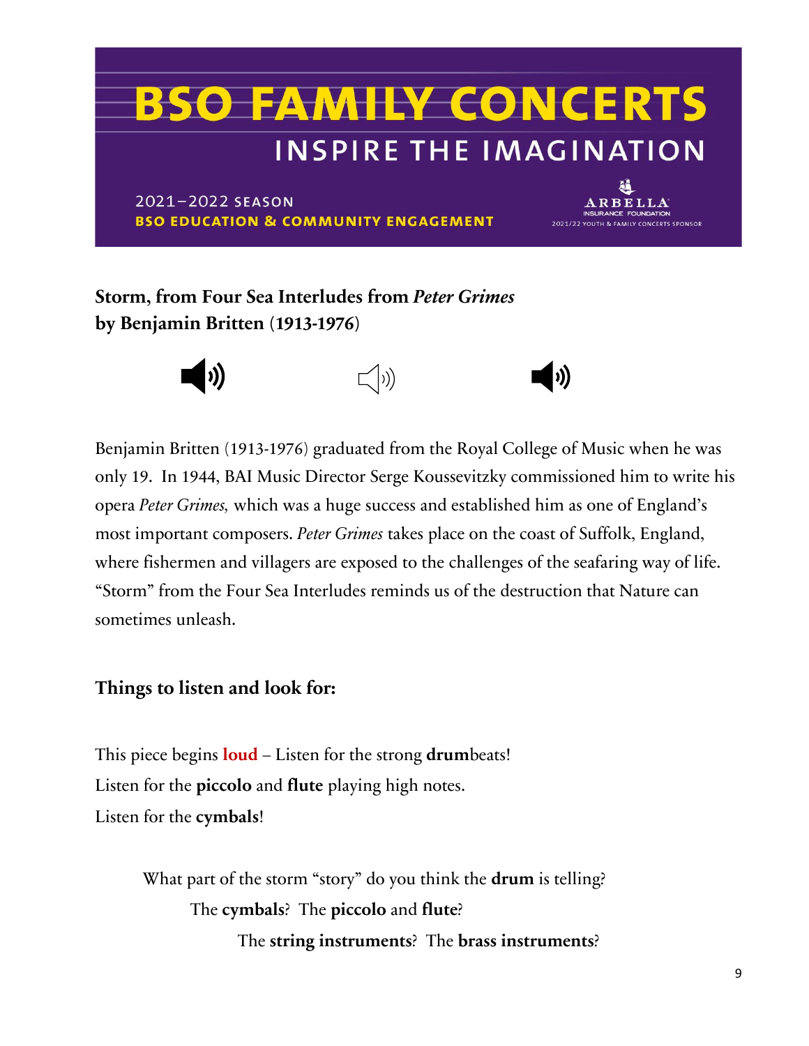# BSO FAMILY CONCERTS
## INSPIRE THE IMAGINATION

2021–2022 SEASON
**BSO EDUCATION & COMMUNITY ENGAGEMENT**

ARBELLA INSURANCE FOUNDATION
2021/22 YOUTH & FAMILY CONCERTS SPONSOR

**Storm, from Four Sea Interludes from *Peter Grimes***
**by Benjamin Britten (1913-1976)**

Benjamin Britten (1913-1976) graduated from the Royal College of Music when he was only 19. In 1944, BAI Music Director Serge Koussevitzky commissioned him to write his opera *Peter Grimes,* which was a huge success and established him as one of England's most important composers. *Peter Grimes* takes place on the coast of Suffolk, England, where fishermen and villagers are exposed to the challenges of the seafaring way of life. "Storm" from the Four Sea Interludes reminds us of the destruction that Nature can sometimes unleash.

**Things to listen and look for:**

This piece begins **loud** – Listen for the strong **drum**beats!
Listen for the **piccolo** and **flute** playing high notes.
Listen for the **cymbals**!

What part of the storm "story" do you think the **drum** is telling?
The **cymbals**? The **piccolo** and **flute**?
The **string instruments**? The **brass instruments**?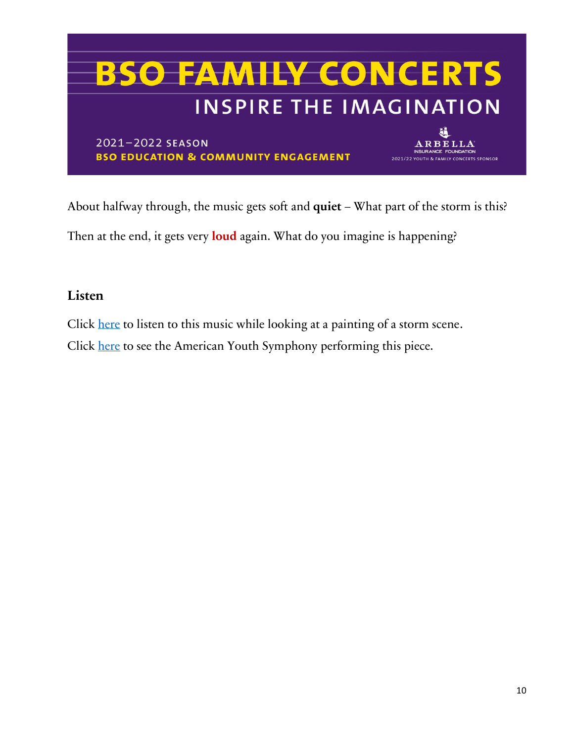About halfway through, the music gets soft and **quiet** – What part of the storm is this?

Then at the end, it gets very **loud** again. What do you imagine is happening?

## Listen

Click here to listen to this music while looking at a painting of a storm scene.

Click here to see the American Youth Symphony performing this piece.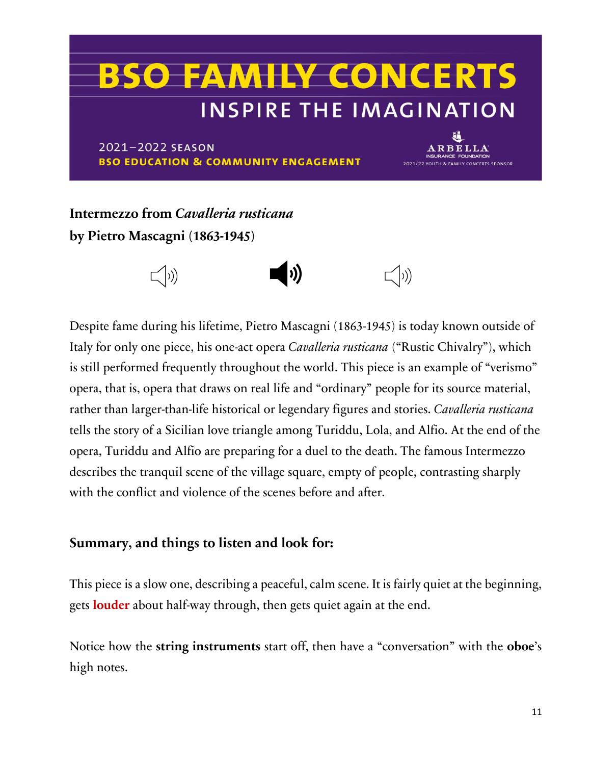# BSO FAMILY CONCERTS

## INSPIRE THE IMAGINATION

2021–2022 SEASON
**BSO EDUCATION & COMMUNITY ENGAGEMENT**

ARBELLA INSURANCE FOUNDATION
2021/22 YOUTH & FAMILY CONCERTS SPONSOR

**Intermezzo from *Cavalleria rusticana***
**by Pietro Mascagni (1863-1945)**

Despite fame during his lifetime, Pietro Mascagni (1863-1945) is today known outside of Italy for only one piece, his one-act opera *Cavalleria rusticana* ("Rustic Chivalry"), which is still performed frequently throughout the world. This piece is an example of "verismo" opera, that is, opera that draws on real life and "ordinary" people for its source material, rather than larger-than-life historical or legendary figures and stories. *Cavalleria rusticana* tells the story of a Sicilian love triangle among Turiddu, Lola, and Alfio. At the end of the opera, Turiddu and Alfio are preparing for a duel to the death. The famous Intermezzo describes the tranquil scene of the village square, empty of people, contrasting sharply with the conflict and violence of the scenes before and after.

**Summary, and things to listen and look for:**

This piece is a slow one, describing a peaceful, calm scene. It is fairly quiet at the beginning, gets **louder** about half-way through, then gets quiet again at the end.

Notice how the **string instruments** start off, then have a "conversation" with the **oboe**'s high notes.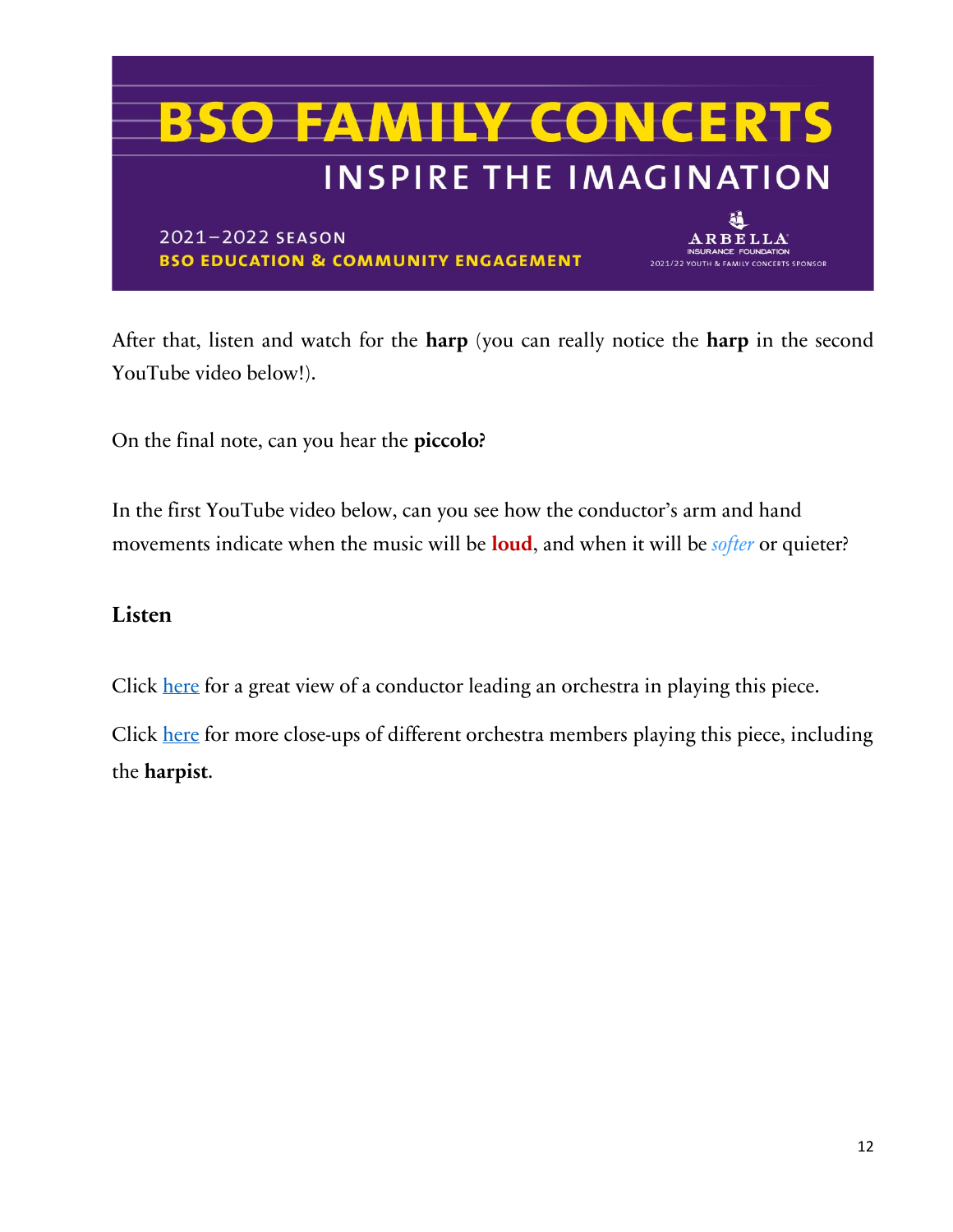After that, listen and watch for the **harp** (you can really notice the **harp** in the second YouTube video below!).

On the final note, can you hear the **piccolo?**

In the first YouTube video below, can you see how the conductor's arm and hand movements indicate when the music will be **loud**, and when it will be *softer* or quieter?

## Listen

Click here for a great view of a conductor leading an orchestra in playing this piece.

Click here for more close-ups of different orchestra members playing this piece, including the **harpist**.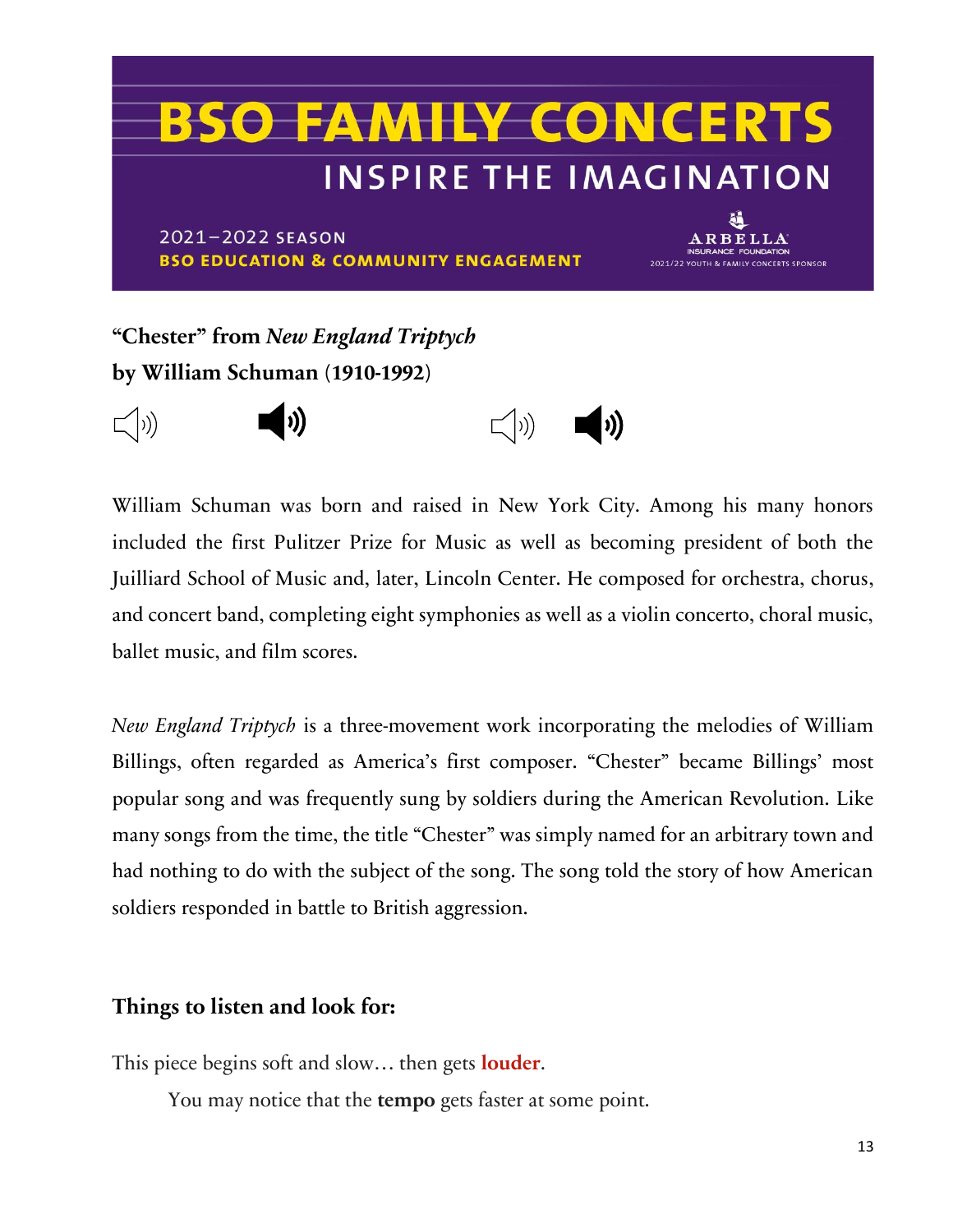# BSO FAMILY CONCERTS

## INSPIRE THE IMAGINATION

2021–2022 SEASON
**BSO EDUCATION & COMMUNITY ENGAGEMENT**

ARBELLA INSURANCE FOUNDATION
2021/22 YOUTH & FAMILY CONCERTS SPONSOR

**"Chester" from *New England Triptych***
**by William Schuman (1910-1992)**

William Schuman was born and raised in New York City. Among his many honors included the first Pulitzer Prize for Music as well as becoming president of both the Juilliard School of Music and, later, Lincoln Center. He composed for orchestra, chorus, and concert band, completing eight symphonies as well as a violin concerto, choral music, ballet music, and film scores.

*New England Triptych* is a three-movement work incorporating the melodies of William Billings, often regarded as America's first composer. "Chester" became Billings' most popular song and was frequently sung by soldiers during the American Revolution. Like many songs from the time, the title "Chester" was simply named for an arbitrary town and had nothing to do with the subject of the song. The song told the story of how American soldiers responded in battle to British aggression.

### Things to listen and look for:

This piece begins soft and slow… then gets **louder**.

You may notice that the **tempo** gets faster at some point.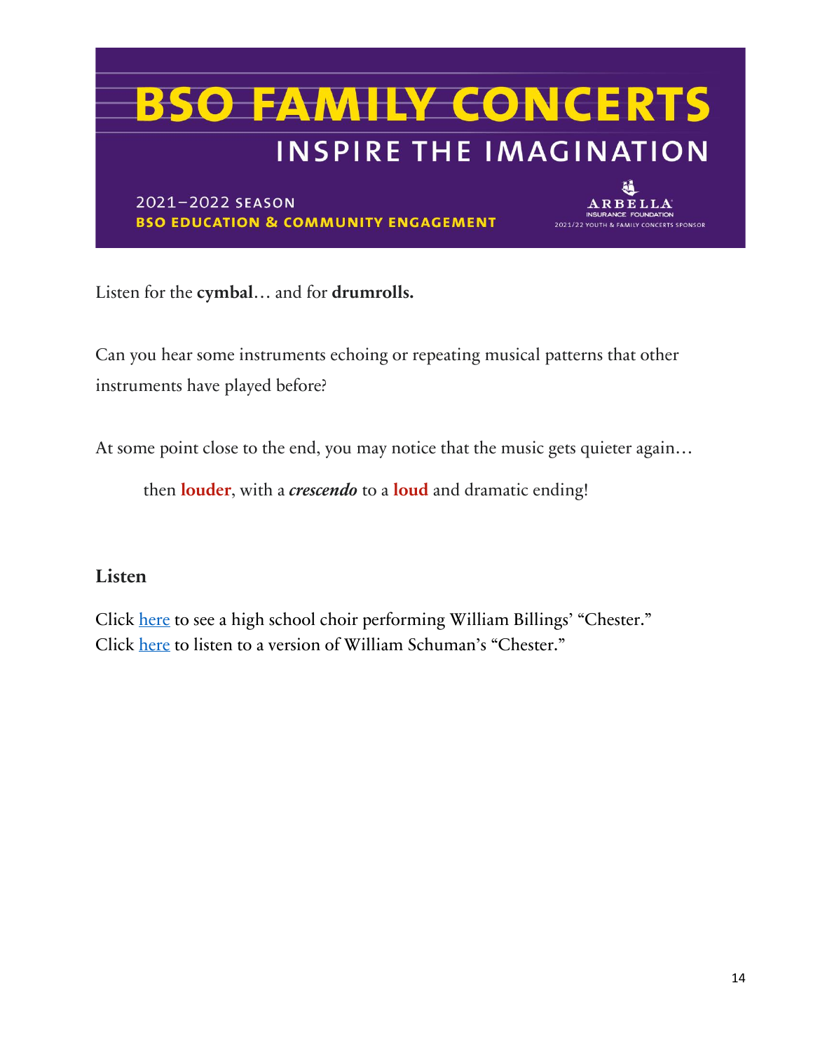Listen for the **cymbal**… and for **drumrolls.**

Can you hear some instruments echoing or repeating musical patterns that other instruments have played before?

At some point close to the end, you may notice that the music gets quieter again…

then **louder**, with a ***crescendo*** to a **loud** and dramatic ending!

## Listen

Click here to see a high school choir performing William Billings' "Chester."
Click here to listen to a version of William Schuman's "Chester."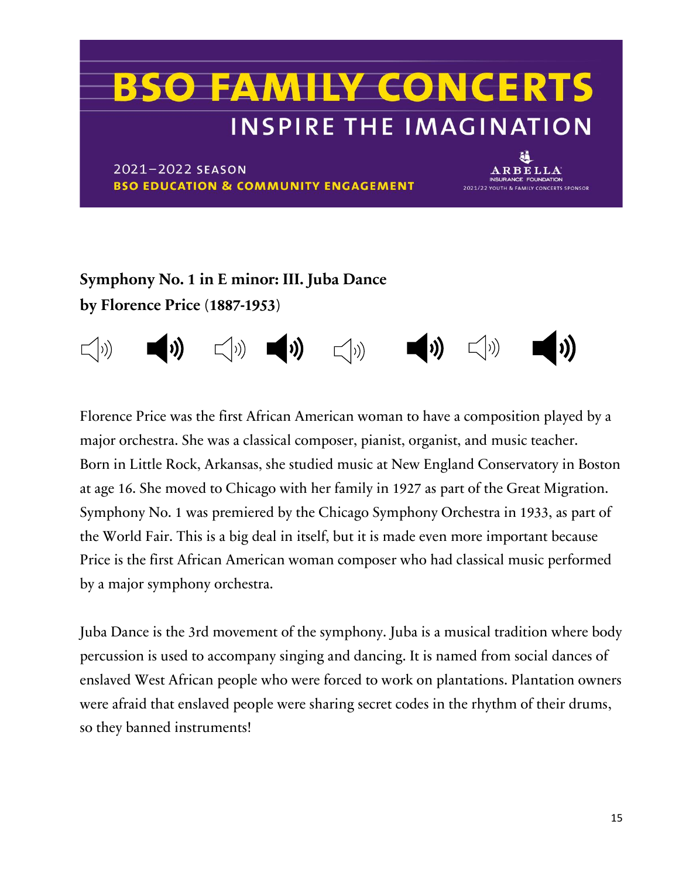**Symphony No. 1 in E minor: III. Juba Dance**
**by Florence Price (1887-1953)**

Florence Price was the first African American woman to have a composition played by a major orchestra. She was a classical composer, pianist, organist, and music teacher. Born in Little Rock, Arkansas, she studied music at New England Conservatory in Boston at age 16. She moved to Chicago with her family in 1927 as part of the Great Migration. Symphony No. 1 was premiered by the Chicago Symphony Orchestra in 1933, as part of the World Fair. This is a big deal in itself, but it is made even more important because Price is the first African American woman composer who had classical music performed by a major symphony orchestra.

Juba Dance is the 3rd movement of the symphony. Juba is a musical tradition where body percussion is used to accompany singing and dancing. It is named from social dances of enslaved West African people who were forced to work on plantations. Plantation owners were afraid that enslaved people were sharing secret codes in the rhythm of their drums, so they banned instruments!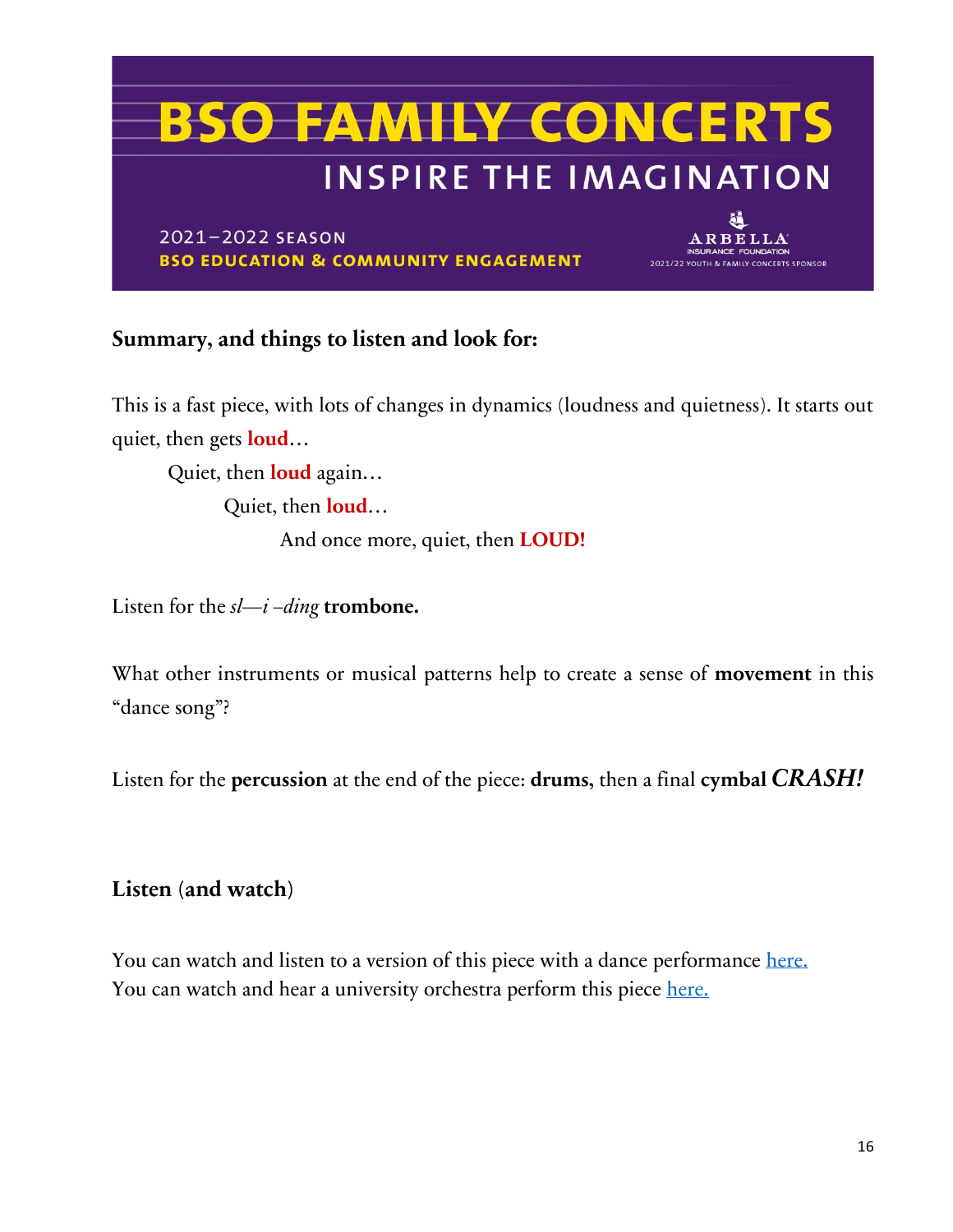# BSO FAMILY CONCERTS

## INSPIRE THE IMAGINATION

2021–2022 SEASON
**BSO EDUCATION & COMMUNITY ENGAGEMENT**

ARBELLA INSURANCE FOUNDATION
2021/22 YOUTH & FAMILY CONCERTS SPONSOR

### Summary, and things to listen and look for:

This is a fast piece, with lots of changes in dynamics (loudness and quietness). It starts out quiet, then gets **loud**…

Quiet, then **loud** again…

Quiet, then **loud**…

And once more, quiet, then **LOUD!**

Listen for the *sl—i –ding* **trombone.**

What other instruments or musical patterns help to create a sense of **movement** in this "dance song"?

Listen for the **percussion** at the end of the piece: **drums,** then a final **cymbal** ***CRASH!***

### Listen (and watch)

You can watch and listen to a version of this piece with a dance performance here.
You can watch and hear a university orchestra perform this piece here.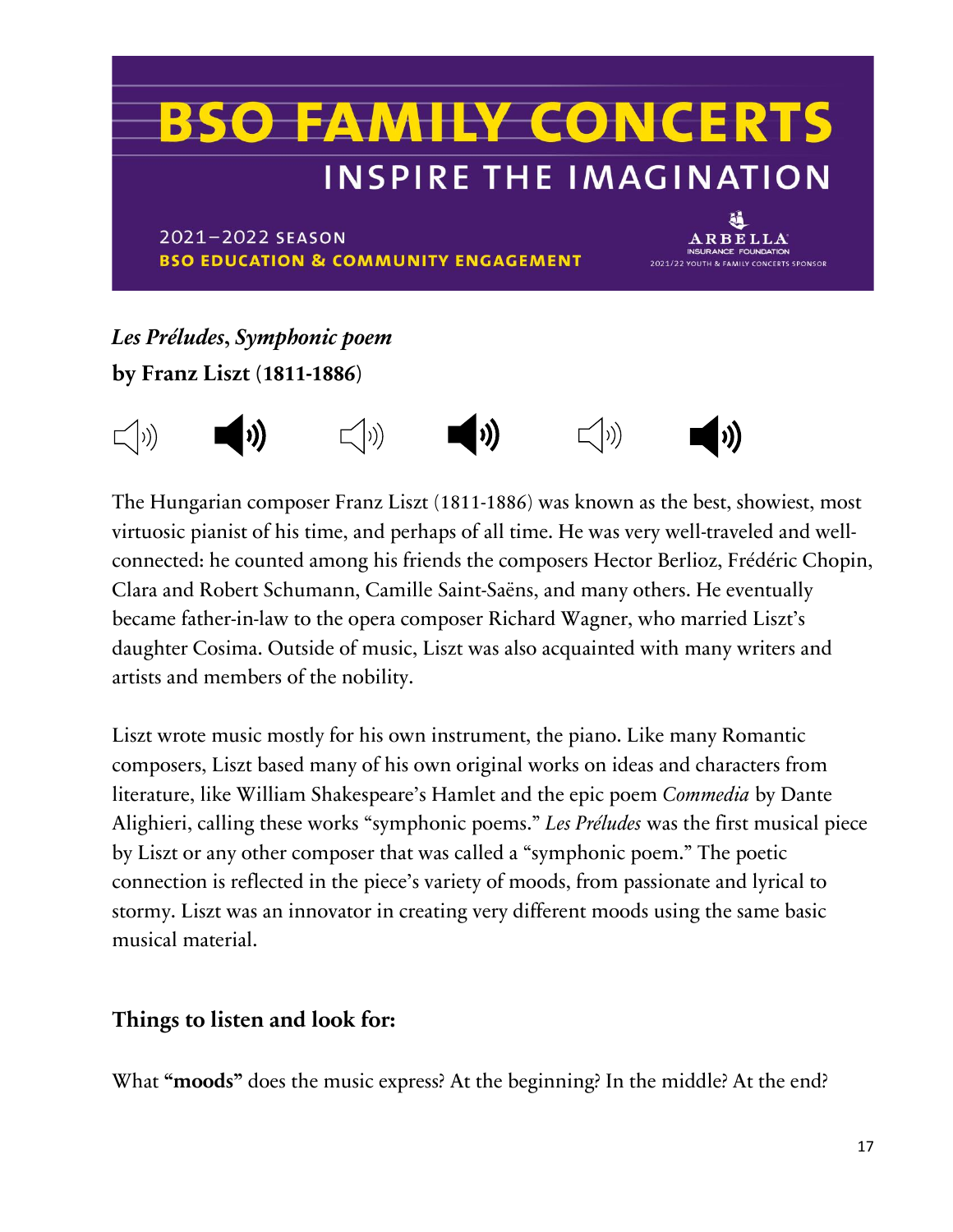# BSO FAMILY CONCERTS
## INSPIRE THE IMAGINATION

2021–2022 SEASON
**BSO EDUCATION & COMMUNITY ENGAGEMENT**

ARBELLA INSURANCE FOUNDATION
2021/22 YOUTH & FAMILY CONCERTS SPONSOR

***Les Préludes*, *Symphonic poem***
**by Franz Liszt (1811-1886)**

The Hungarian composer Franz Liszt (1811-1886) was known as the best, showiest, most virtuosic pianist of his time, and perhaps of all time. He was very well-traveled and well-connected: he counted among his friends the composers Hector Berlioz, Frédéric Chopin, Clara and Robert Schumann, Camille Saint-Saëns, and many others. He eventually became father-in-law to the opera composer Richard Wagner, who married Liszt's daughter Cosima. Outside of music, Liszt was also acquainted with many writers and artists and members of the nobility.

Liszt wrote music mostly for his own instrument, the piano. Like many Romantic composers, Liszt based many of his own original works on ideas and characters from literature, like William Shakespeare's Hamlet and the epic poem *Commedia* by Dante Alighieri, calling these works "symphonic poems." *Les Préludes* was the first musical piece by Liszt or any other composer that was called a "symphonic poem." The poetic connection is reflected in the piece's variety of moods, from passionate and lyrical to stormy. Liszt was an innovator in creating very different moods using the same basic musical material.

### Things to listen and look for:

What **"moods"** does the music express? At the beginning? In the middle? At the end?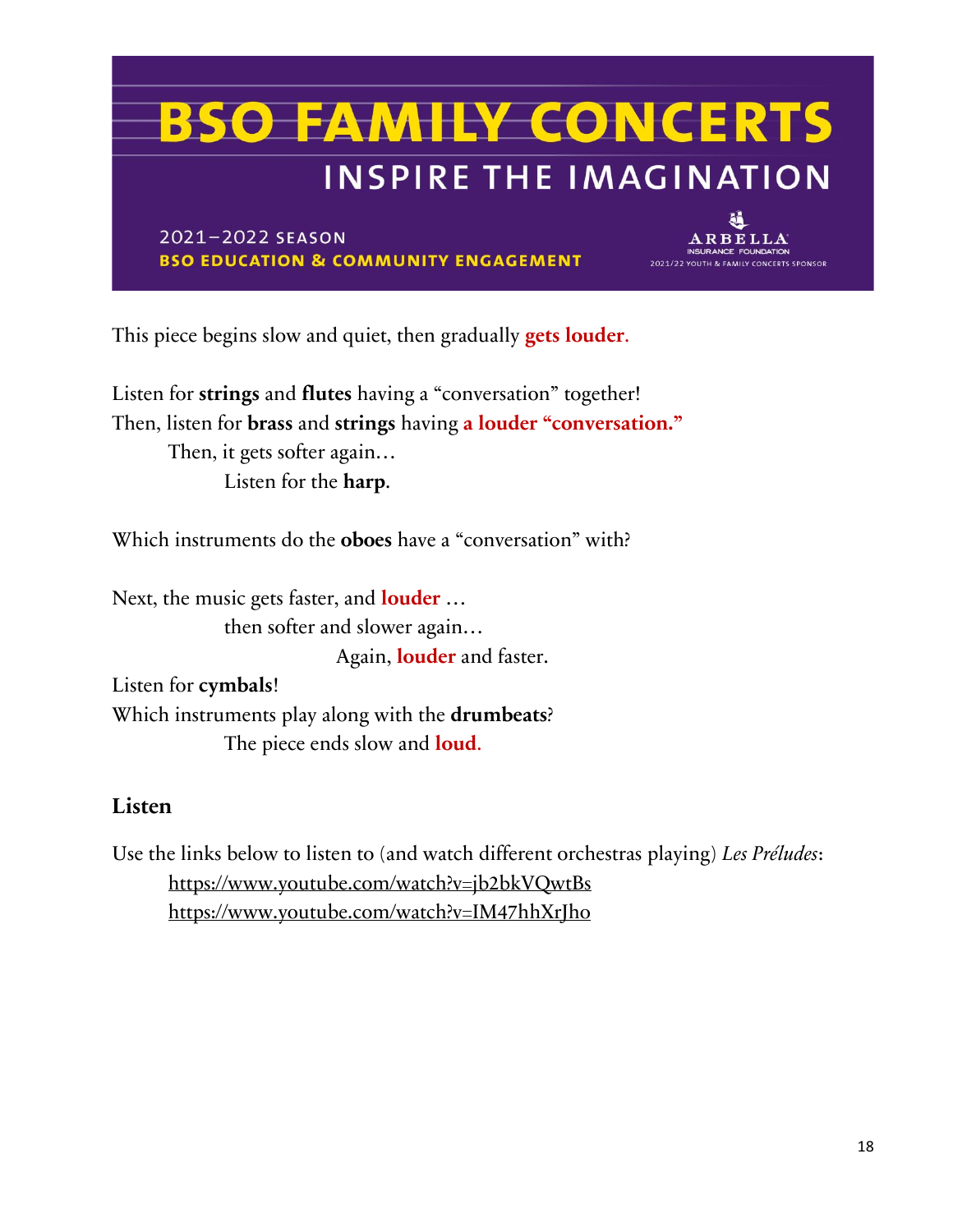# BSO FAMILY CONCERTS

## INSPIRE THE IMAGINATION

2021–2022 SEASON
**BSO EDUCATION & COMMUNITY ENGAGEMENT**

ARBELLA INSURANCE FOUNDATION
2021/22 YOUTH & FAMILY CONCERTS SPONSOR

This piece begins slow and quiet, then gradually **gets louder**.

Listen for **strings** and **flutes** having a "conversation" together!
Then, listen for **brass** and **strings** having **a louder "conversation."**
Then, it gets softer again…
Listen for the **harp**.

Which instruments do the **oboes** have a "conversation" with?

Next, the music gets faster, and **louder** …
then softer and slower again…
Again, **louder** and faster.

Listen for **cymbals**!
Which instruments play along with the **drumbeats**?
The piece ends slow and **loud**.

### Listen

Use the links below to listen to (and watch different orchestras playing) *Les Préludes*:

https://www.youtube.com/watch?v=jb2bkVQwtBs
https://www.youtube.com/watch?v=IM47hhXrJho